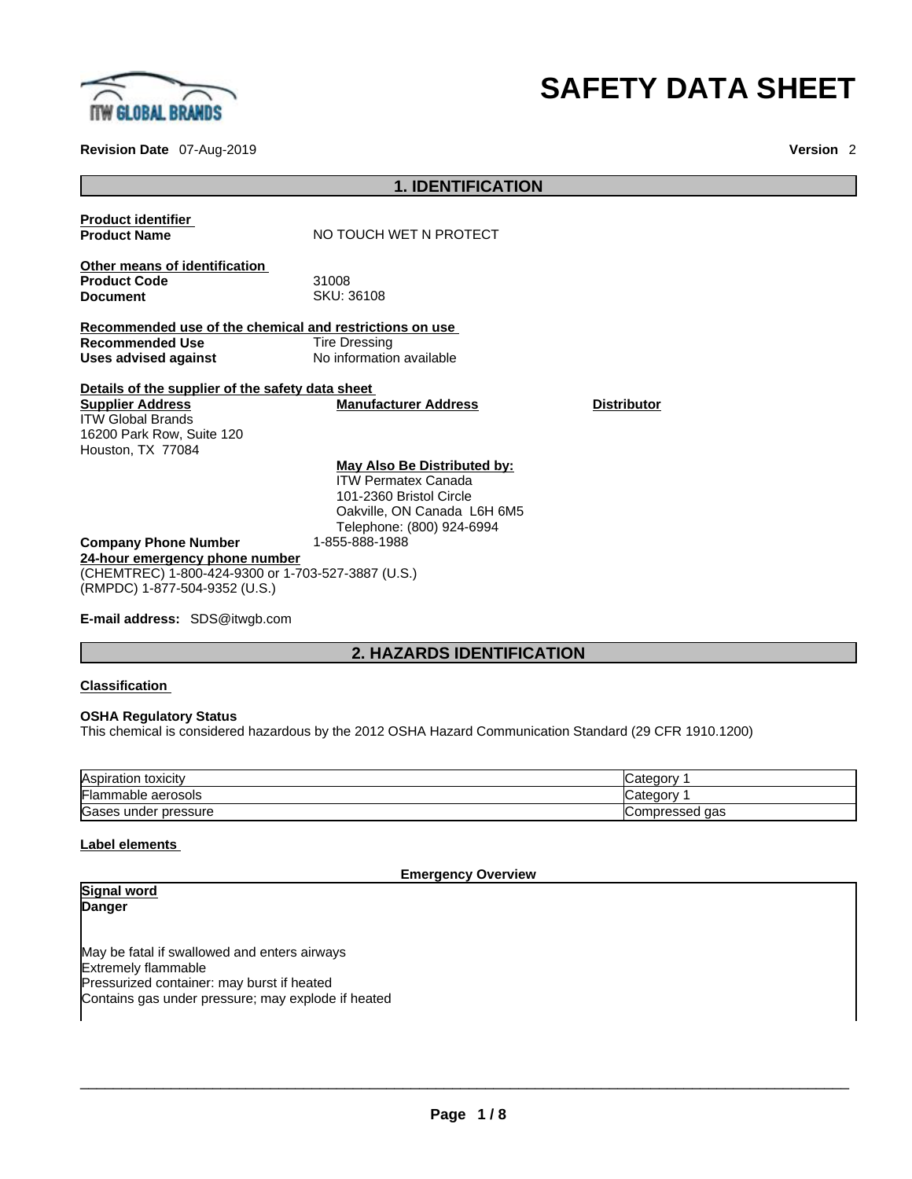# SAFETY DATA SHEET

**Revision Date** 07-Aug-2019 **Version** 2

## 1. IDENTIFICATION

**Product identifier**

**Product Name** NO TOUCH WET N PROTECT

**Other means of identification**

**Product Code** 31008

**Document** SKU: 36108

**Recommended use of the chemical and restrictions on use**

**Recommended Use** Tire Dressing

**Uses advised against** No information available

**Details of the supplier of the safety data sheet**

**Supplier Address**
ITW Global Brands
16200 Park Row, Suite 120
Houston, TX 77084

**Manufacturer Address**

**Distributor**

**May Also Be Distributed by:**
ITW Permatex Canada
101-2360 Bristol Circle
Oakville, ON Canada L6H 6M5
Telephone: (800) 924-6994

**Company Phone Number** 1-855-888-1988

**24-hour emergency phone number**
(CHEMTREC) 1-800-424-9300 or 1-703-527-3887 (U.S.)
(RMPDC) 1-877-504-9352 (U.S.)

**E-mail address:** SDS@itwgb.com

## 2. HAZARDS IDENTIFICATION

**Classification**

**OSHA Regulatory Status**
This chemical is considered hazardous by the 2012 OSHA Hazard Communication Standard (29 CFR 1910.1200)

| Hazard | Category |
|---|---|
| Aspiration toxicity | Category 1 |
| Flammable aerosols | Category 1 |
| Gases under pressure | Compressed gas |

**Label elements**

**Emergency Overview**

**Signal word**
**Danger**

May be fatal if swallowed and enters airways
Extremely flammable
Pressurized container: may burst if heated
Contains gas under pressure; may explode if heated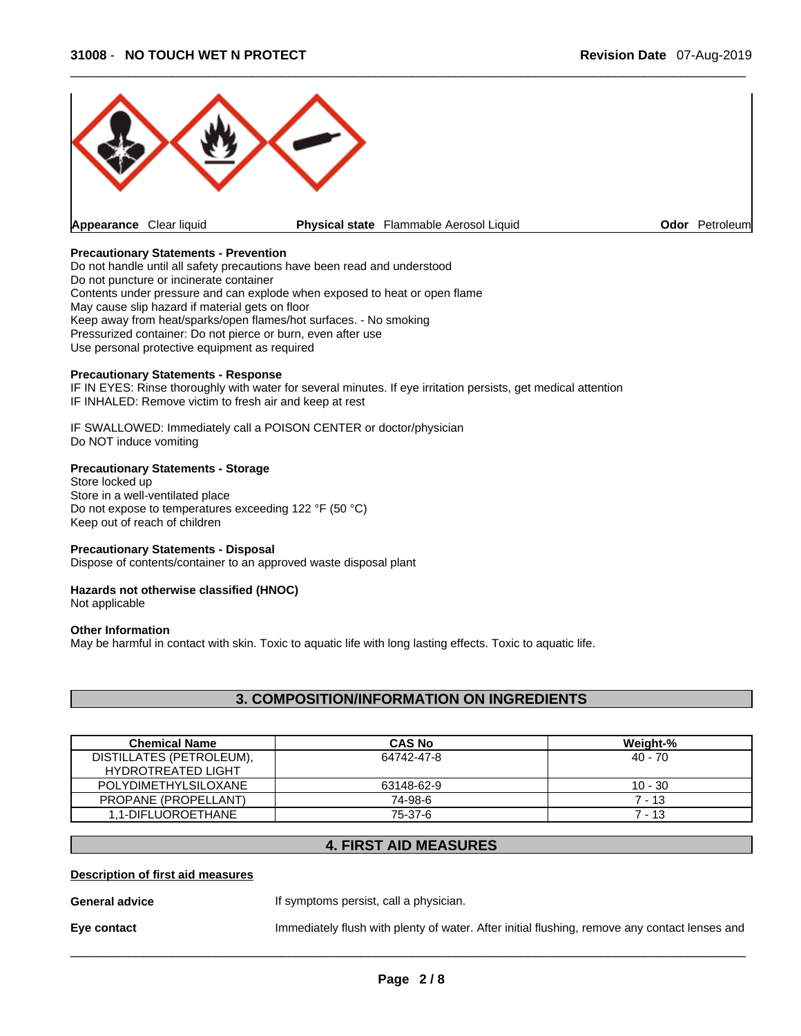| Appearance Clear liquid | Physical state Flammable Aerosol Liquid | Odor Petroleum |
|---|---|---|

**Precautionary Statements - Prevention**
Do not handle until all safety precautions have been read and understood
Do not puncture or incinerate container
Contents under pressure and can explode when exposed to heat or open flame
May cause slip hazard if material gets on floor
Keep away from heat/sparks/open flames/hot surfaces. - No smoking
Pressurized container: Do not pierce or burn, even after use
Use personal protective equipment as required

**Precautionary Statements - Response**
IF IN EYES: Rinse thoroughly with water for several minutes. If eye irritation persists, get medical attention
IF INHALED: Remove victim to fresh air and keep at rest

IF SWALLOWED: Immediately call a POISON CENTER or doctor/physician
Do NOT induce vomiting

**Precautionary Statements - Storage**
Store locked up
Store in a well-ventilated place
Do not expose to temperatures exceeding 122 °F (50 °C)
Keep out of reach of children

**Precautionary Statements - Disposal**
Dispose of contents/container to an approved waste disposal plant

**Hazards not otherwise classified (HNOC)**
Not applicable

**Other Information**
May be harmful in contact with skin. Toxic to aquatic life with long lasting effects. Toxic to aquatic life.

## 3. COMPOSITION/INFORMATION ON INGREDIENTS

| Chemical Name | CAS No | Weight-% |
|---|---|---|
| DISTILLATES (PETROLEUM), HYDROTREATED LIGHT | 64742-47-8 | 40 - 70 |
| POLYDIMETHYLSILOXANE | 63148-62-9 | 10 - 30 |
| PROPANE (PROPELLANT) | 74-98-6 | 7 - 13 |
| 1,1-DIFLUOROETHANE | 75-37-6 | 7 - 13 |

## 4. FIRST AID MEASURES

**Description of first aid measures**

**General advice** If symptoms persist, call a physician.

**Eye contact** Immediately flush with plenty of water. After initial flushing, remove any contact lenses and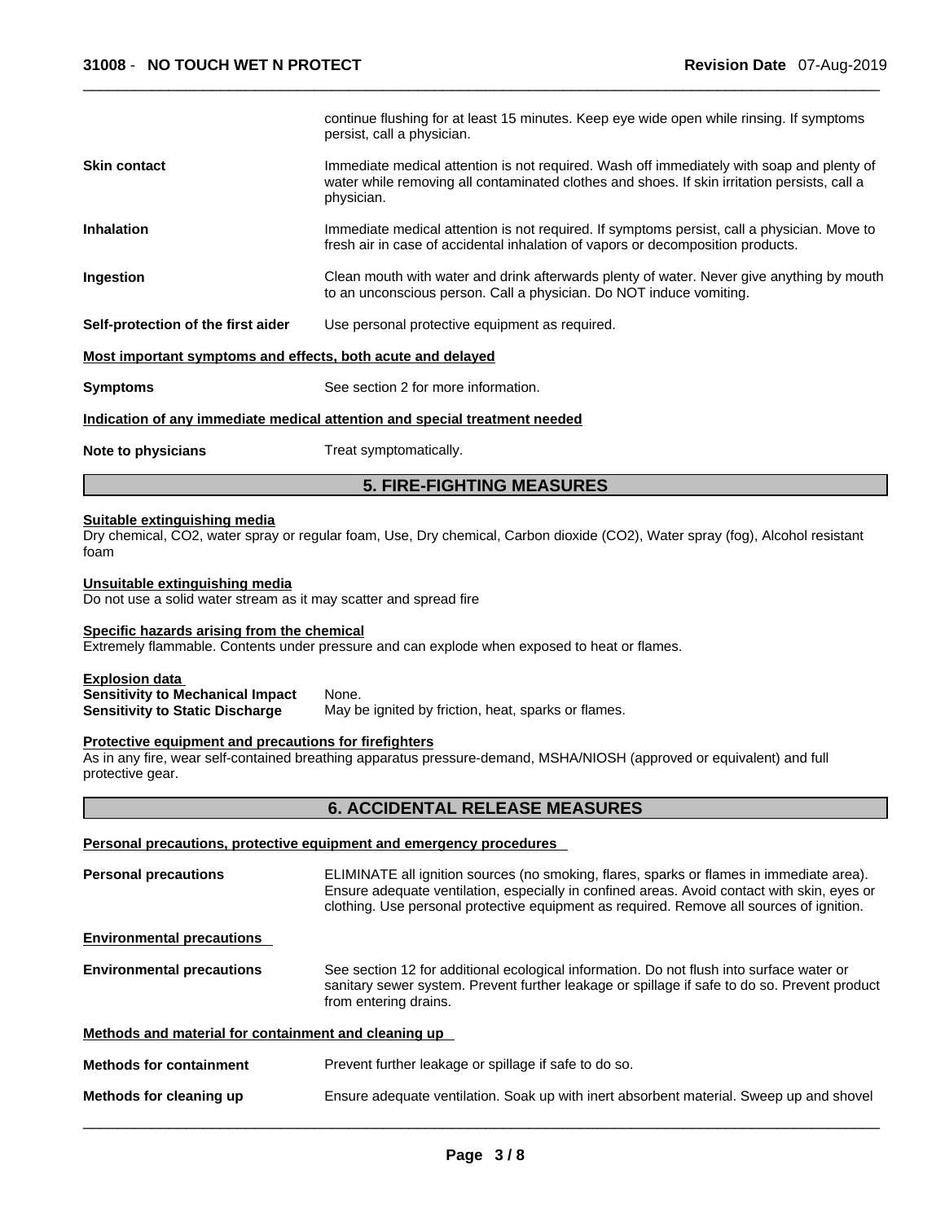continue flushing for at least 15 minutes. Keep eye wide open while rinsing. If symptoms persist, call a physician.

**Skin contact** Immediate medical attention is not required. Wash off immediately with soap and plenty of water while removing all contaminated clothes and shoes. If skin irritation persists, call a physician.

**Inhalation** Immediate medical attention is not required. If symptoms persist, call a physician. Move to fresh air in case of accidental inhalation of vapors or decomposition products.

**Ingestion** Clean mouth with water and drink afterwards plenty of water. Never give anything by mouth to an unconscious person. Call a physician. Do NOT induce vomiting.

**Self-protection of the first aider** Use personal protective equipment as required.

**Most important symptoms and effects, both acute and delayed**

**Symptoms** See section 2 for more information.

**Indication of any immediate medical attention and special treatment needed**

**Note to physicians** Treat symptomatically.

## 5. FIRE-FIGHTING MEASURES

**Suitable extinguishing media**

Dry chemical, $CO_2$, water spray or regular foam, Use, Dry chemical, Carbon dioxide ($CO_2$), Water spray (fog), Alcohol resistant foam

**Unsuitable extinguishing media**

Do not use a solid water stream as it may scatter and spread fire

**Specific hazards arising from the chemical**

Extremely flammable. Contents under pressure and can explode when exposed to heat or flames.

**Explosion data**

**Sensitivity to Mechanical Impact** None.

**Sensitivity to Static Discharge** May be ignited by friction, heat, sparks or flames.

**Protective equipment and precautions for firefighters**

As in any fire, wear self-contained breathing apparatus pressure-demand, MSHA/NIOSH (approved or equivalent) and full protective gear.

## 6. ACCIDENTAL RELEASE MEASURES

**Personal precautions, protective equipment and emergency procedures**

**Personal precautions** ELIMINATE all ignition sources (no smoking, flares, sparks or flames in immediate area). Ensure adequate ventilation, especially in confined areas. Avoid contact with skin, eyes or clothing. Use personal protective equipment as required. Remove all sources of ignition.

**Environmental precautions**

**Environmental precautions** See section 12 for additional ecological information. Do not flush into surface water or sanitary sewer system. Prevent further leakage or spillage if safe to do so. Prevent product from entering drains.

**Methods and material for containment and cleaning up**

**Methods for containment** Prevent further leakage or spillage if safe to do so.

**Methods for cleaning up** Ensure adequate ventilation. Soak up with inert absorbent material. Sweep up and shovel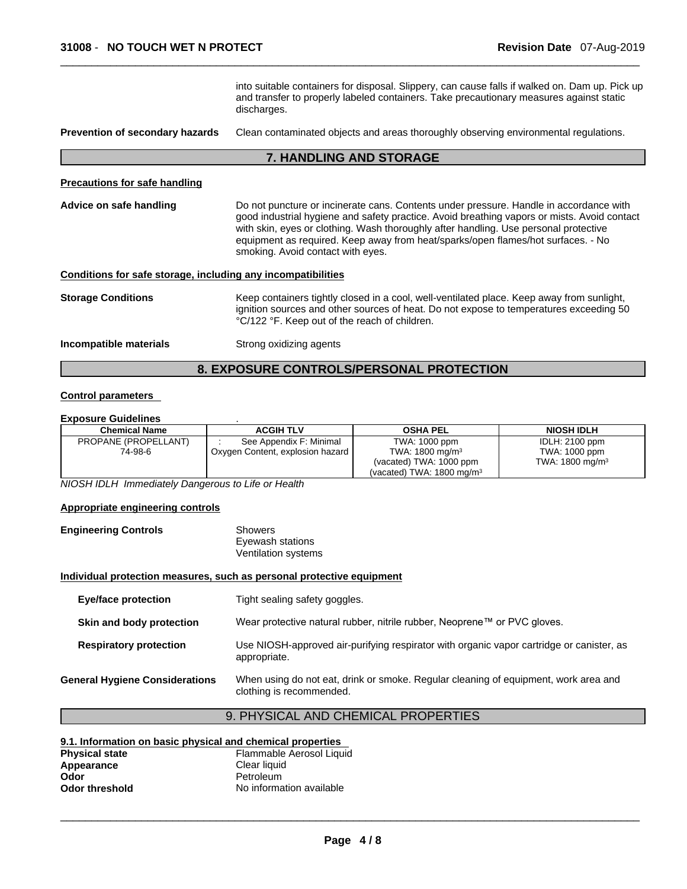into suitable containers for disposal. Slippery, can cause falls if walked on. Dam up. Pick up and transfer to properly labeled containers. Take precautionary measures against static discharges.

**Prevention of secondary hazards** Clean contaminated objects and areas thoroughly observing environmental regulations.

## 7. HANDLING AND STORAGE

**Precautions for safe handling**

**Advice on safe handling** Do not puncture or incinerate cans. Contents under pressure. Handle in accordance with good industrial hygiene and safety practice. Avoid breathing vapors or mists. Avoid contact with skin, eyes or clothing. Wash thoroughly after handling. Use personal protective equipment as required. Keep away from heat/sparks/open flames/hot surfaces. - No smoking. Avoid contact with eyes.

**Conditions for safe storage, including any incompatibilities**

**Storage Conditions** Keep containers tightly closed in a cool, well-ventilated place. Keep away from sunlight, ignition sources and other sources of heat. Do not expose to temperatures exceeding 50 °C/122 °F. Keep out of the reach of children.

**Incompatible materials** Strong oxidizing agents

## 8. EXPOSURE CONTROLS/PERSONAL PROTECTION

**Control parameters**

**Exposure Guidelines** .

| Chemical Name | ACGIH TLV | OSHA PEL | NIOSH IDLH |
|---|---|---|---|
| PROPANE (PROPELLANT)<br>74-98-6 | : See Appendix F: Minimal Oxygen Content, explosion hazard | TWA: 1000 ppm<br>TWA: 1800 mg/m³<br>(vacated) TWA: 1000 ppm<br>(vacated) TWA: 1800 mg/m³ | IDLH: 2100 ppm<br>TWA: 1000 ppm<br>TWA: 1800 mg/m³ |

*NIOSH IDLH Immediately Dangerous to Life or Health*

**Appropriate engineering controls**

**Engineering Controls** Showers
Eyewash stations
Ventilation systems

**Individual protection measures, such as personal protective equipment**

**Eye/face protection** Tight sealing safety goggles.

**Skin and body protection** Wear protective natural rubber, nitrile rubber, Neoprene™ or PVC gloves.

**Respiratory protection** Use NIOSH-approved air-purifying respirator with organic vapor cartridge or canister, as appropriate.

**General Hygiene Considerations** When using do not eat, drink or smoke. Regular cleaning of equipment, work area and clothing is recommended.

## 9. PHYSICAL AND CHEMICAL PROPERTIES

**9.1. Information on basic physical and chemical properties**

**Physical state** Flammable Aerosol Liquid
**Appearance** Clear liquid
**Odor** Petroleum
**Odor threshold** No information available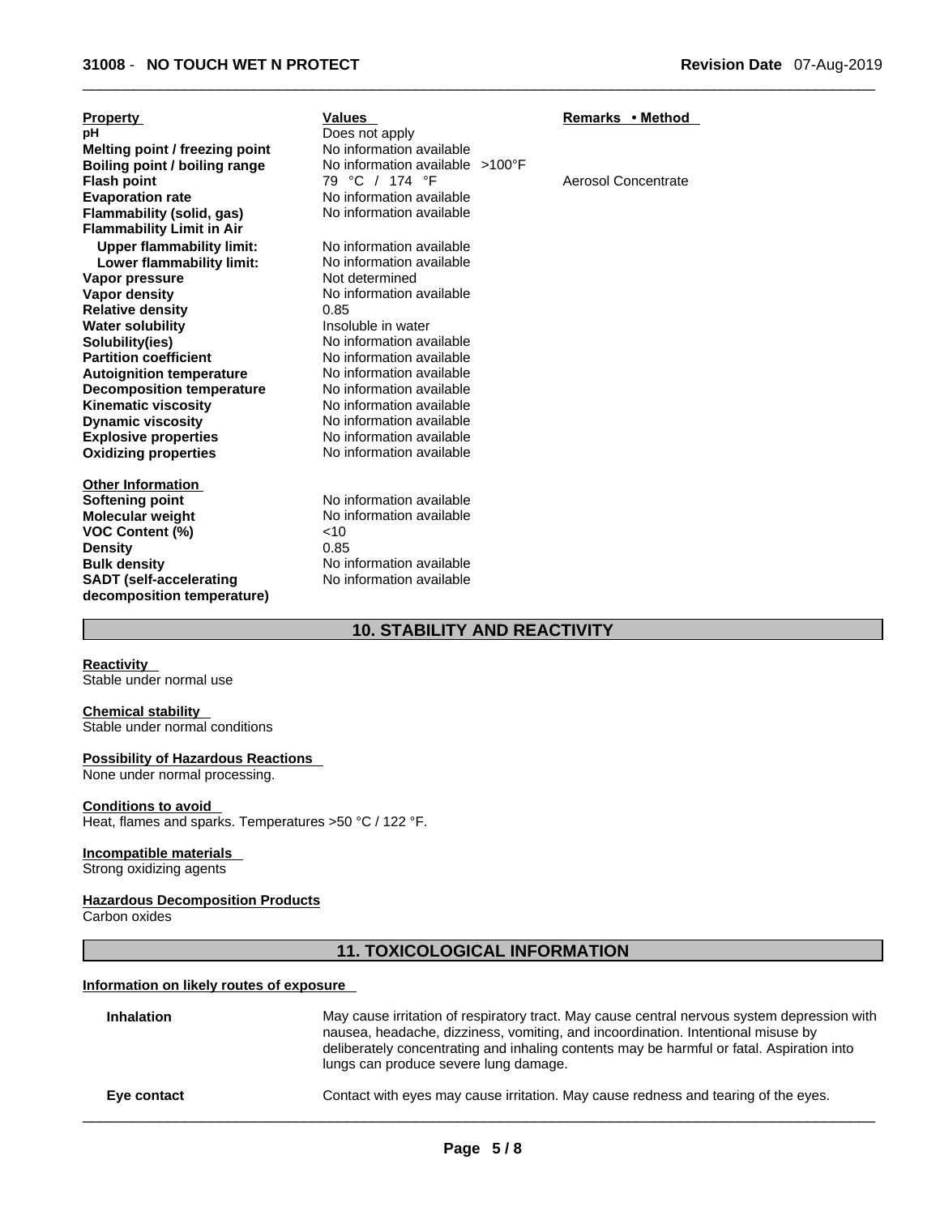| Property | Values | Remarks • Method |
|---|---|---|
| **pH** | Does not apply | |
| **Melting point / freezing point** | No information available | |
| **Boiling point / boiling range** | No information available >100°F | |
| **Flash point** | 79 °C / 174 °F | Aerosol Concentrate |
| **Evaporation rate** | No information available | |
| **Flammability (solid, gas)** | No information available | |
| **Flammability Limit in Air** | | |
| **Upper flammability limit:** | No information available | |
| **Lower flammability limit:** | No information available | |
| **Vapor pressure** | Not determined | |
| **Vapor density** | No information available | |
| **Relative density** | 0.85 | |
| **Water solubility** | Insoluble in water | |
| **Solubility(ies)** | No information available | |
| **Partition coefficient** | No information available | |
| **Autoignition temperature** | No information available | |
| **Decomposition temperature** | No information available | |
| **Kinematic viscosity** | No information available | |
| **Dynamic viscosity** | No information available | |
| **Explosive properties** | No information available | |
| **Oxidizing properties** | No information available | |

**Other Information**

| | |
|---|---|
| **Softening point** | No information available |
| **Molecular weight** | No information available |
| **VOC Content (%)** | <10 |
| **Density** | 0.85 |
| **Bulk density** | No information available |
| **SADT (self-accelerating decomposition temperature)** | No information available |

## 10. STABILITY AND REACTIVITY

**Reactivity**
Stable under normal use

**Chemical stability**
Stable under normal conditions

**Possibility of Hazardous Reactions**
None under normal processing.

**Conditions to avoid**
Heat, flames and sparks. Temperatures >50 °C / 122 °F.

**Incompatible materials**
Strong oxidizing agents

**Hazardous Decomposition Products**
Carbon oxides

## 11. TOXICOLOGICAL INFORMATION

**Information on likely routes of exposure**

**Inhalation**
May cause irritation of respiratory tract. May cause central nervous system depression with nausea, headache, dizziness, vomiting, and incoordination. Intentional misuse by deliberately concentrating and inhaling contents may be harmful or fatal. Aspiration into lungs can produce severe lung damage.

**Eye contact**
Contact with eyes may cause irritation. May cause redness and tearing of the eyes.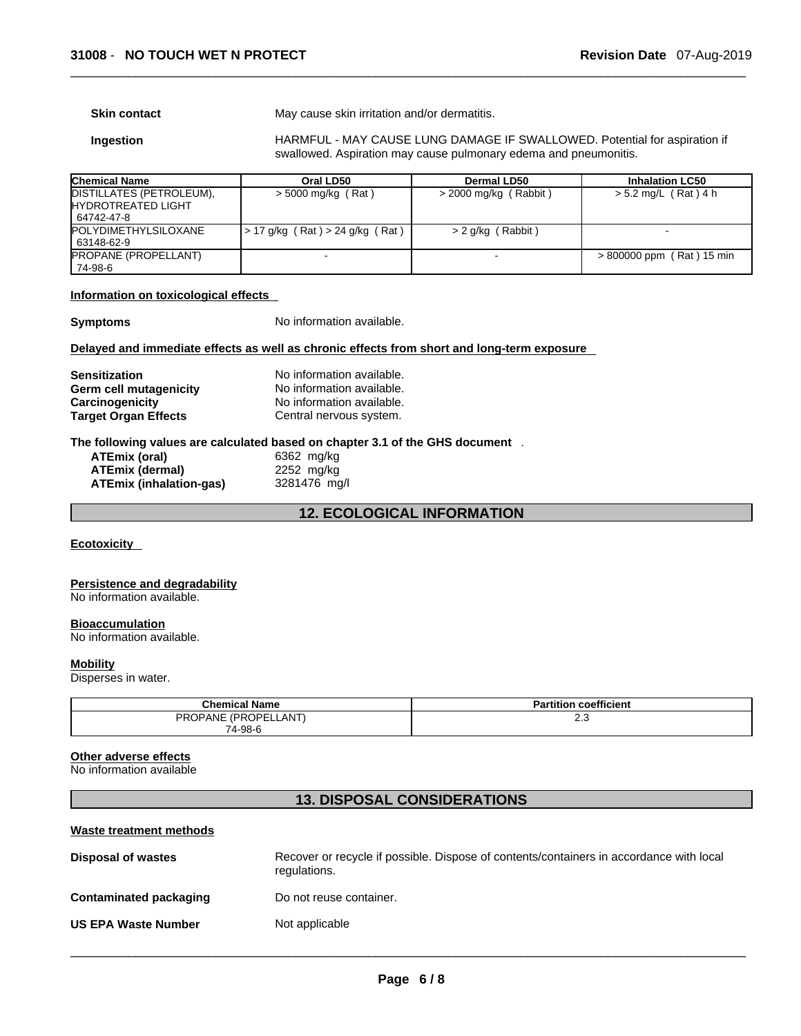| | |
|---|---|
| **Skin contact** | May cause skin irritation and/or dermatitis. |
| **Ingestion** | HARMFUL - MAY CAUSE LUNG DAMAGE IF SWALLOWED. Potential for aspiration if swallowed. Aspiration may cause pulmonary edema and pneumonitis. |

| Chemical Name | Oral LD50 | Dermal LD50 | Inhalation LC50 |
|---|---|---|---|
| DISTILLATES (PETROLEUM), HYDROTREATED LIGHT 64742-47-8 | > 5000 mg/kg ( Rat ) | > 2000 mg/kg ( Rabbit ) | > 5.2 mg/L ( Rat ) 4 h |
| POLYDIMETHYLSILOXANE 63148-62-9 | > 17 g/kg ( Rat ) > 24 g/kg ( Rat ) | > 2 g/kg ( Rabbit ) | - |
| PROPANE (PROPELLANT) 74-98-6 | - | - | > 800000 ppm ( Rat ) 15 min |

**Information on toxicological effects**

**Symptoms** No information available.

**Delayed and immediate effects as well as chronic effects from short and long-term exposure**

| | |
|---|---|
| **Sensitization** | No information available. |
| **Germ cell mutagenicity** | No information available. |
| **Carcinogenicity** | No information available. |
| **Target Organ Effects** | Central nervous system. |

**The following values are calculated based on chapter 3.1 of the GHS document** .

| | |
|---|---|
| **ATEmix (oral)** | 6362 mg/kg |
| **ATEmix (dermal)** | 2252 mg/kg |
| **ATEmix (inhalation-gas)** | 3281476 mg/l |

## 12. ECOLOGICAL INFORMATION

**Ecotoxicity**

**Persistence and degradability**
No information available.

**Bioaccumulation**
No information available.

**Mobility**
Disperses in water.

| Chemical Name | Partition coefficient |
|---|---|
| PROPANE (PROPELLANT) 74-98-6 | 2.3 |

**Other adverse effects**
No information available

## 13. DISPOSAL CONSIDERATIONS

**Waste treatment methods**

| | |
|---|---|
| **Disposal of wastes** | Recover or recycle if possible. Dispose of contents/containers in accordance with local regulations. |
| **Contaminated packaging** | Do not reuse container. |
| **US EPA Waste Number** | Not applicable |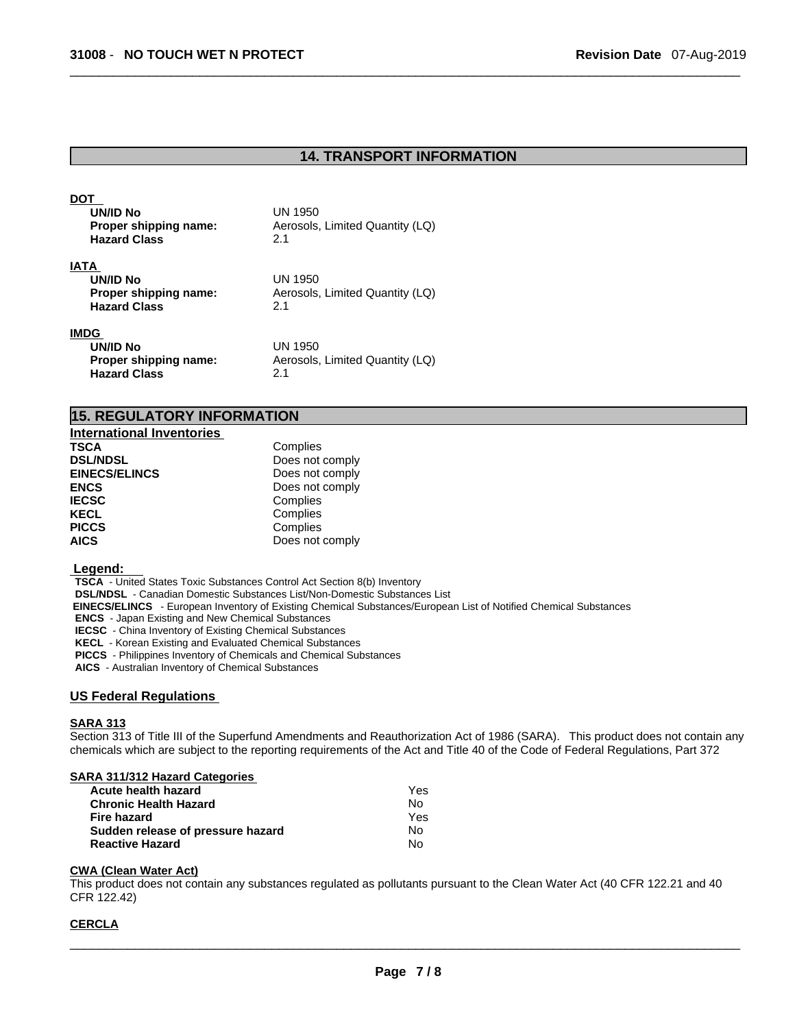## 14. TRANSPORT INFORMATION

**DOT**

| | |
|---|---|
| **UN/ID No** | UN 1950 |
| **Proper shipping name:** | Aerosols, Limited Quantity (LQ) |
| **Hazard Class** | 2.1 |

**IATA**

| | |
|---|---|
| **UN/ID No** | UN 1950 |
| **Proper shipping name:** | Aerosols, Limited Quantity (LQ) |
| **Hazard Class** | 2.1 |

**IMDG**

| | |
|---|---|
| **UN/ID No** | UN 1950 |
| **Proper shipping name:** | Aerosols, Limited Quantity (LQ) |
| **Hazard Class** | 2.1 |

## 15. REGULATORY INFORMATION

**International Inventories**

| | |
|---|---|
| **TSCA** | Complies |
| **DSL/NDSL** | Does not comply |
| **EINECS/ELINCS** | Does not comply |
| **ENCS** | Does not comply |
| **IECSC** | Complies |
| **KECL** | Complies |
| **PICCS** | Complies |
| **AICS** | Does not comply |

**Legend:**

**TSCA** - United States Toxic Substances Control Act Section 8(b) Inventory
**DSL/NDSL** - Canadian Domestic Substances List/Non-Domestic Substances List
**EINECS/ELINCS** - European Inventory of Existing Chemical Substances/European List of Notified Chemical Substances
**ENCS** - Japan Existing and New Chemical Substances
**IECSC** - China Inventory of Existing Chemical Substances
**KECL** - Korean Existing and Evaluated Chemical Substances
**PICCS** - Philippines Inventory of Chemicals and Chemical Substances
**AICS** - Australian Inventory of Chemical Substances

### US Federal Regulations

**SARA 313**

Section 313 of Title III of the Superfund Amendments and Reauthorization Act of 1986 (SARA). This product does not contain any chemicals which are subject to the reporting requirements of the Act and Title 40 of the Code of Federal Regulations, Part 372

**SARA 311/312 Hazard Categories**

| | |
|---|---|
| **Acute health hazard** | Yes |
| **Chronic Health Hazard** | No |
| **Fire hazard** | Yes |
| **Sudden release of pressure hazard** | No |
| **Reactive Hazard** | No |

**CWA (Clean Water Act)**

This product does not contain any substances regulated as pollutants pursuant to the Clean Water Act (40 CFR 122.21 and 40 CFR 122.42)

**CERCLA**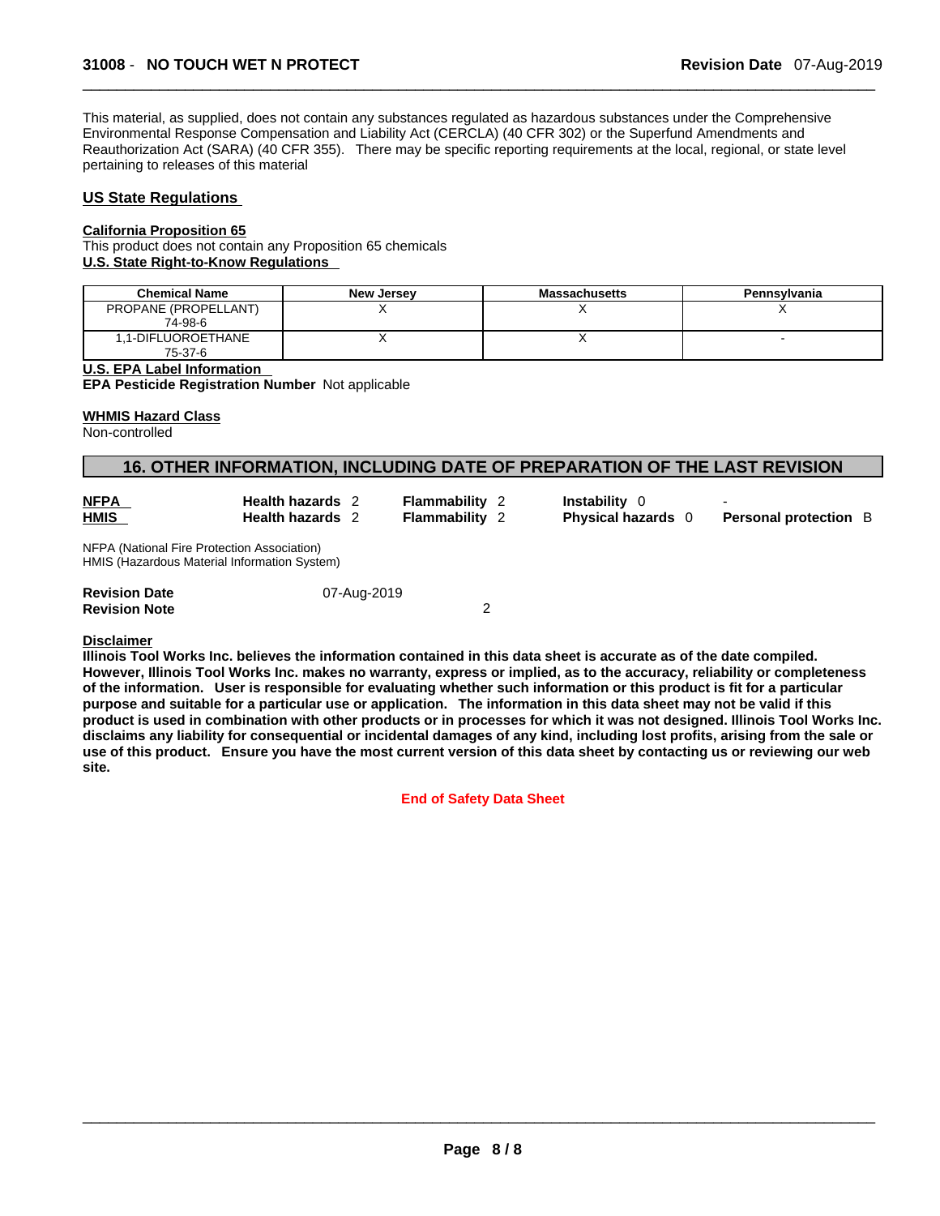This material, as supplied, does not contain any substances regulated as hazardous substances under the Comprehensive Environmental Response Compensation and Liability Act (CERCLA) (40 CFR 302) or the Superfund Amendments and Reauthorization Act (SARA) (40 CFR 355). There may be specific reporting requirements at the local, regional, or state level pertaining to releases of this material

## US State Regulations

**California Proposition 65**
This product does not contain any Proposition 65 chemicals

**U.S. State Right-to-Know Regulations**

| Chemical Name | New Jersey | Massachusetts | Pennsylvania |
|---|---|---|---|
| PROPANE (PROPELLANT) 74-98-6 | X | X | X |
| 1,1-DIFLUOROETHANE 75-37-6 | X | X | - |

**U.S. EPA Label Information**

**EPA Pesticide Registration Number** Not applicable

**WHMIS Hazard Class**
Non-controlled

## 16. OTHER INFORMATION, INCLUDING DATE OF PREPARATION OF THE LAST REVISION

| | | | | |
|---|---|---|---|---|
| **NFPA** | **Health hazards** 2 | **Flammability** 2 | **Instability** 0 | - |
| **HMIS** | **Health hazards** 2 | **Flammability** 2 | **Physical hazards** 0 | **Personal protection** B |

NFPA (National Fire Protection Association)
HMIS (Hazardous Material Information System)

**Revision Date** 07-Aug-2019
**Revision Note** 2

**Disclaimer**
**Illinois Tool Works Inc. believes the information contained in this data sheet is accurate as of the date compiled. However, Illinois Tool Works Inc. makes no warranty, express or implied, as to the accuracy, reliability or completeness of the information. User is responsible for evaluating whether such information or this product is fit for a particular purpose and suitable for a particular use or application. The information in this data sheet may not be valid if this product is used in combination with other products or in processes for which it was not designed. Illinois Tool Works Inc. disclaims any liability for consequential or incidental damages of any kind, including lost profits, arising from the sale or use of this product. Ensure you have the most current version of this data sheet by contacting us or reviewing our web site.**

**End of Safety Data Sheet**